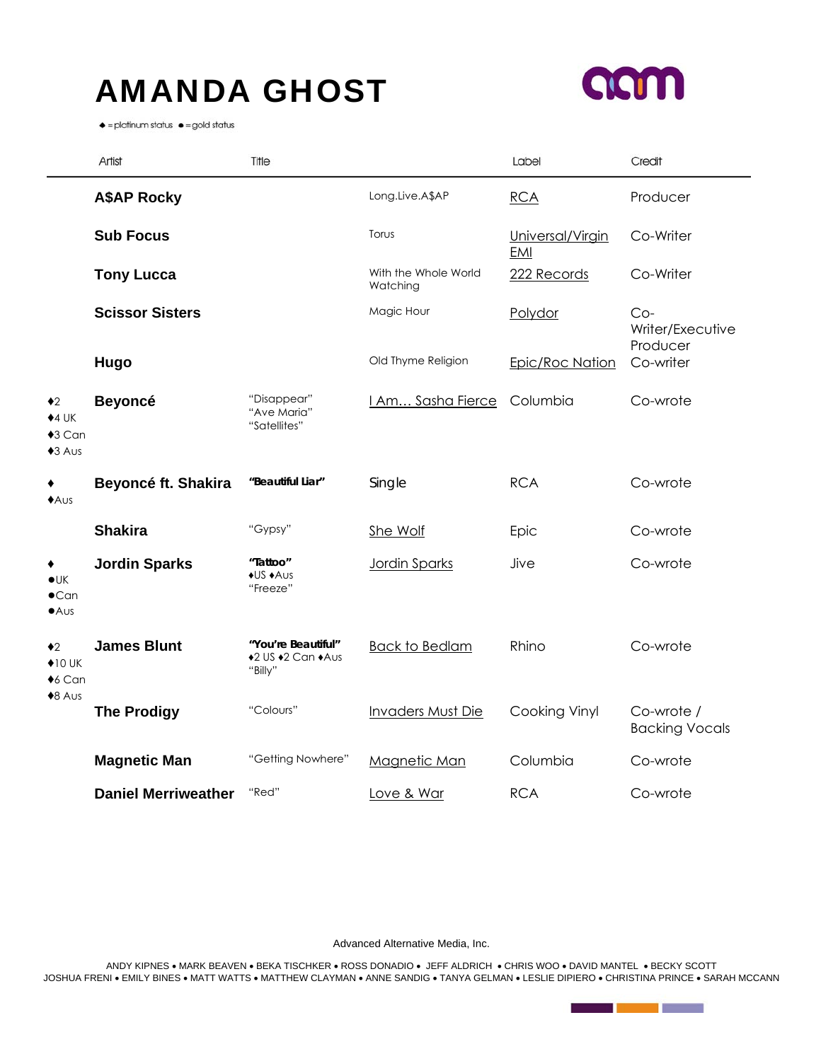# AMANDA GHOST

♦ =platinum status ● =gold status

| | Artist | Title | | Label | Credit |
|---|---|---|---|---|---|
| | **A$AP Rocky** | | Long.Live.A$AP | RCA | Producer |
| | **Sub Focus** | | Torus | Universal/Virgin EMI | Co-Writer |
| | **Tony Lucca** | | With the Whole World Watching | 222 Records | Co-Writer |
| | **Scissor Sisters** | | Magic Hour | Polydor | Co-Writer/Executive Producer |
| | **Hugo** | | Old Thyme Religion | Epic/Roc Nation | Co-writer |
| ♦2 ♦4 UK ♦3 Can ♦3 Aus | **Beyoncé** | "Disappear" "Ave Maria" "Satellites" | I Am… Sasha Fierce | Columbia | Co-wrote |
| ♦ ♦Aus | **Beyoncé ft. Shakira** | **"Beautiful Liar"** | Single | RCA | Co-wrote |
| | **Shakira** | "Gypsy" | She Wolf | Epic | Co-wrote |
| ♦ ●UK ●Can ●Aus | **Jordin Sparks** | **"Tattoo"** ♦US ♦Aus "Freeze" | Jordin Sparks | Jive | Co-wrote |
| ♦2 ♦10 UK ♦6 Can ♦8 Aus | **James Blunt** | **"You're Beautiful"** ♦2 US ♦2 Can ♦Aus "Billy" | Back to Bedlam | Rhino | Co-wrote |
| | **The Prodigy** | "Colours" | Invaders Must Die | Cooking Vinyl | Co-wrote / Backing Vocals |
| | **Magnetic Man** | "Getting Nowhere" | Magnetic Man | Columbia | Co-wrote |
| | **Daniel Merriweather** | "Red" | Love & War | RCA | Co-wrote |

Advanced Alternative Media, Inc.

ANDY KIPNES • MARK BEAVEN • BEKA TISCHKER • ROSS DONADIO • JEFF ALDRICH • CHRIS WOO • DAVID MANTEL • BECKY SCOTT
JOSHUA FRENI • EMILY BINES • MATT WATTS • MATTHEW CLAYMAN • ANNE SANDIG • TANYA GELMAN • LESLIE DIPIERO • CHRISTINA PRINCE • SARAH MCCANN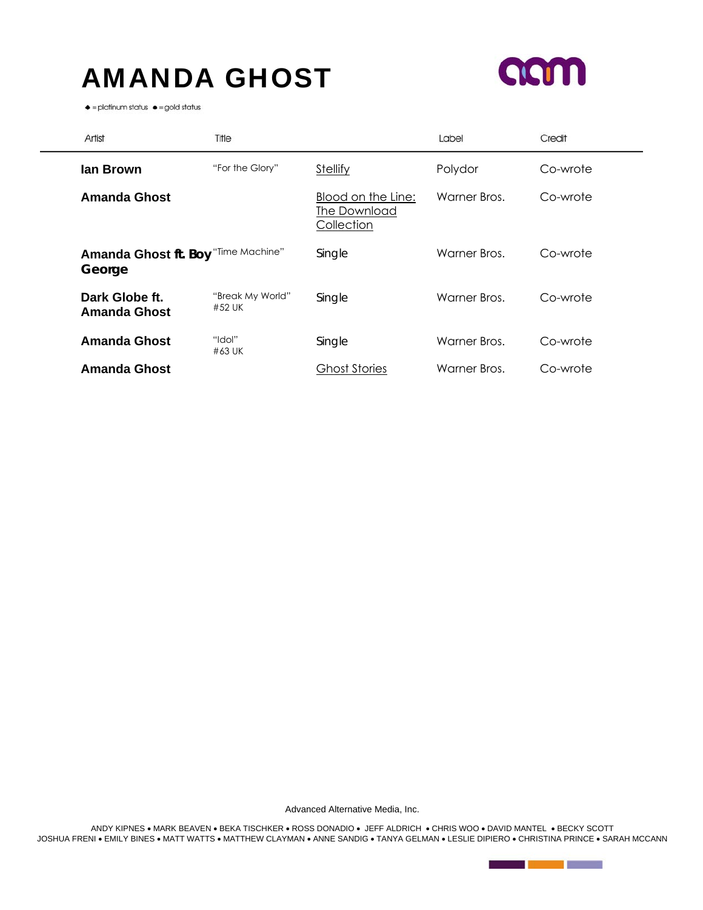# AMANDA GHOST

◆ = platinum status ● = gold status

| Artist | Title | | Label | Credit |
|---|---|---|---|---|
| **Ian Brown** | "For the Glory" | Stellify | Polydor | Co-wrote |
| **Amanda Ghost** | | Blood on the Line: The Download Collection | Warner Bros. | Co-wrote |
| **Amanda Ghost ft. Boy George** | "Time Machine" | Single | Warner Bros. | Co-wrote |
| **Dark Globe ft. Amanda Ghost** | "Break My World" #52 UK | Single | Warner Bros. | Co-wrote |
| **Amanda Ghost** | "Idol" #63 UK | Single | Warner Bros. | Co-wrote |
| **Amanda Ghost** | | Ghost Stories | Warner Bros. | Co-wrote |

Advanced Alternative Media, Inc.

ANDY KIPNES • MARK BEAVEN • BEKA TISCHKER • ROSS DONADIO • JEFF ALDRICH • CHRIS WOO • DAVID MANTEL • BECKY SCOTT
JOSHUA FRENI • EMILY BINES • MATT WATTS • MATTHEW CLAYMAN • ANNE SANDIG • TANYA GELMAN • LESLIE DIPIERO • CHRISTINA PRINCE • SARAH MCCANN